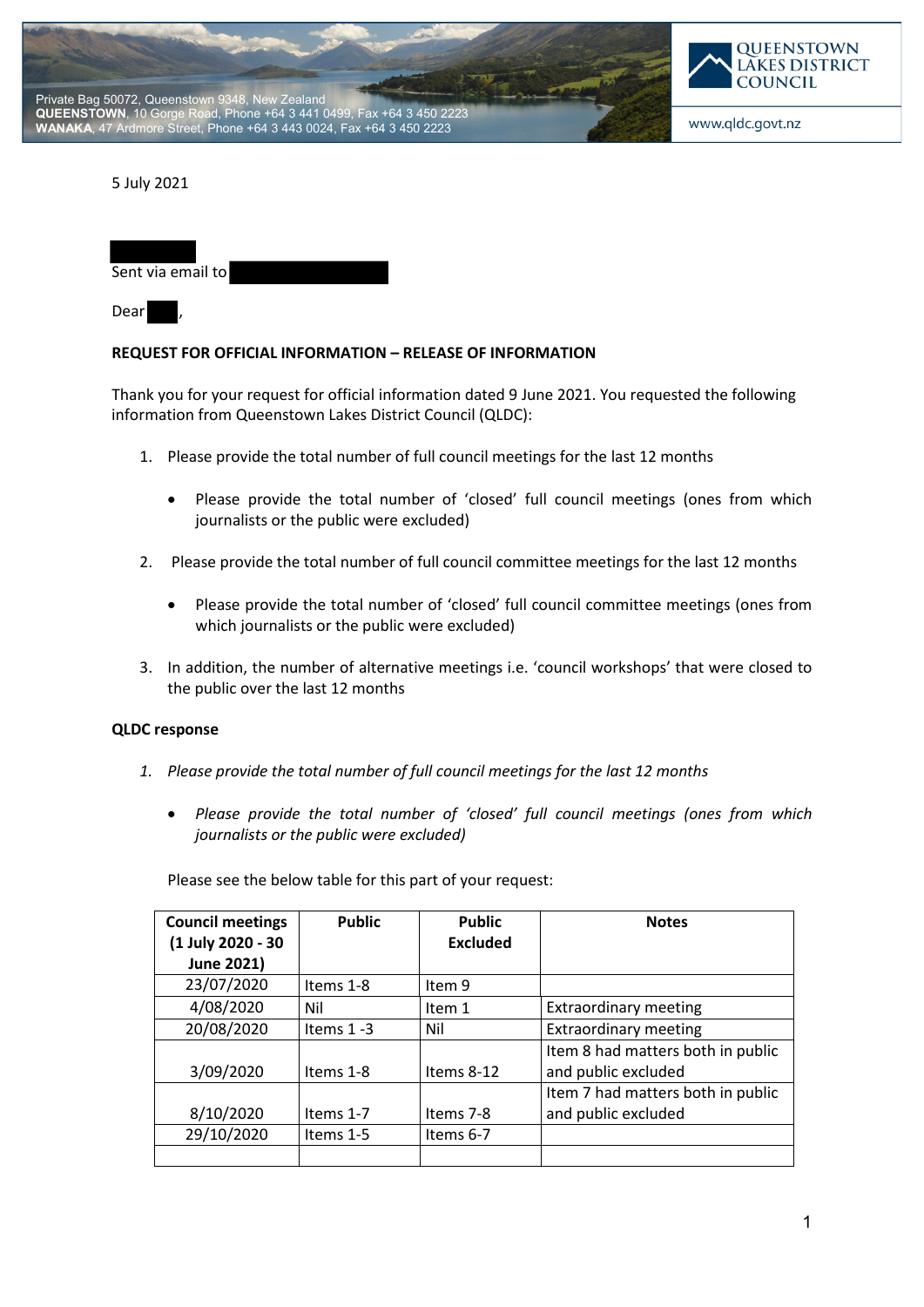Private Bag 50072, Queenstown 9348, New Zealand
**QUEENSTOWN**, 10 Gorge Road, Phone +64 3 441 0499, Fax +64 3 450 2223
**WANAKA**, 47 Ardmore Street, Phone +64 3 443 0024, Fax +64 3 450 2223

QUEENSTOWN LAKES DISTRICT COUNCIL

www.qldc.govt.nz

5 July 2021

Sent via email to

Dear ,

**REQUEST FOR OFFICIAL INFORMATION – RELEASE OF INFORMATION**

Thank you for your request for official information dated 9 June 2021. You requested the following information from Queenstown Lakes District Council (QLDC):

1. Please provide the total number of full council meetings for the last 12 months
    - Please provide the total number of 'closed' full council meetings (ones from which journalists or the public were excluded)
2. Please provide the total number of full council committee meetings for the last 12 months
    - Please provide the total number of 'closed' full council committee meetings (ones from which journalists or the public were excluded)
3. In addition, the number of alternative meetings i.e. 'council workshops' that were closed to the public over the last 12 months

**QLDC response**

1. *Please provide the total number of full council meetings for the last 12 months*
    - *Please provide the total number of 'closed' full council meetings (ones from which journalists or the public were excluded)*

Please see the below table for this part of your request:

| Council meetings (1 July 2020 - 30 June 2021) | Public | Public Excluded | Notes |
|---|---|---|---|
| 23/07/2020 | Items 1-8 | Item 9 | |
| 4/08/2020 | Nil | Item 1 | Extraordinary meeting |
| 20/08/2020 | Items 1 -3 | Nil | Extraordinary meeting |
| 3/09/2020 | Items 1-8 | Items 8-12 | Item 8 had matters both in public and public excluded |
| 8/10/2020 | Items 1-7 | Items 7-8 | Item 7 had matters both in public and public excluded |
| 29/10/2020 | Items 1-5 | Items 6-7 | |
| | | | |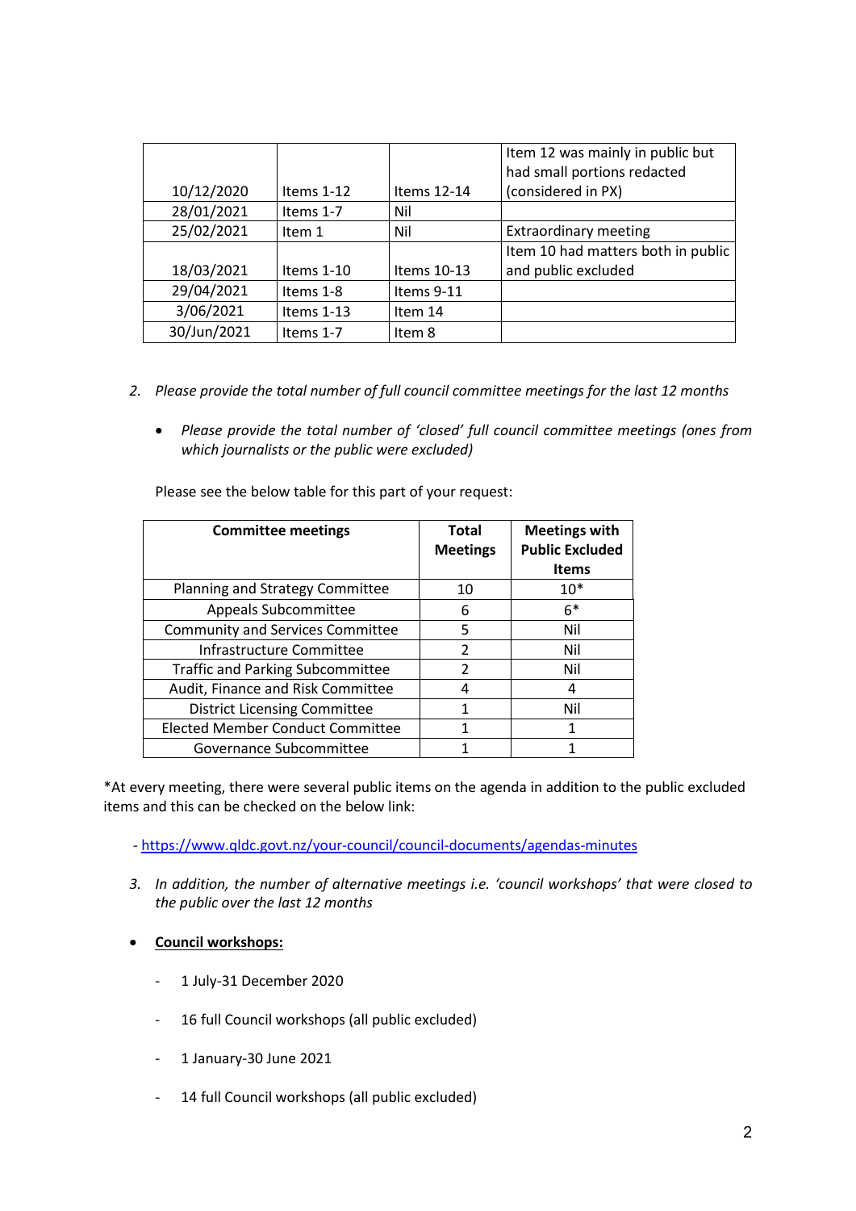| | | | |
|---|---|---|---|
| 10/12/2020 | Items 1-12 | Items 12-14 | Item 12 was mainly in public but had small portions redacted (considered in PX) |
| 28/01/2021 | Items 1-7 | Nil | |
| 25/02/2021 | Item 1 | Nil | Extraordinary meeting |
| 18/03/2021 | Items 1-10 | Items 10-13 | Item 10 had matters both in public and public excluded |
| 29/04/2021 | Items 1-8 | Items 9-11 | |
| 3/06/2021 | Items 1-13 | Item 14 | |
| 30/Jun/2021 | Items 1-7 | Item 8 | |

2. *Please provide the total number of full council committee meetings for the last 12 months*

   - *Please provide the total number of 'closed' full council committee meetings (ones from which journalists or the public were excluded)*

   Please see the below table for this part of your request:

| Committee meetings | Total Meetings | Meetings with Public Excluded Items |
|---|---|---|
| Planning and Strategy Committee | 10 | 10* |
| Appeals Subcommittee | 6 | 6* |
| Community and Services Committee | 5 | Nil |
| Infrastructure Committee | 2 | Nil |
| Traffic and Parking Subcommittee | 2 | Nil |
| Audit, Finance and Risk Committee | 4 | 4 |
| District Licensing Committee | 1 | Nil |
| Elected Member Conduct Committee | 1 | 1 |
| Governance Subcommittee | 1 | 1 |

*At every meeting, there were several public items on the agenda in addition to the public excluded items and this can be checked on the below link:

- https://www.qldc.govt.nz/your-council/council-documents/agendas-minutes

3. *In addition, the number of alternative meetings i.e. 'council workshops' that were closed to the public over the last 12 months*

- **Council workshops:**
  - 1 July-31 December 2020
  - 16 full Council workshops (all public excluded)
  - 1 January-30 June 2021
  - 14 full Council workshops (all public excluded)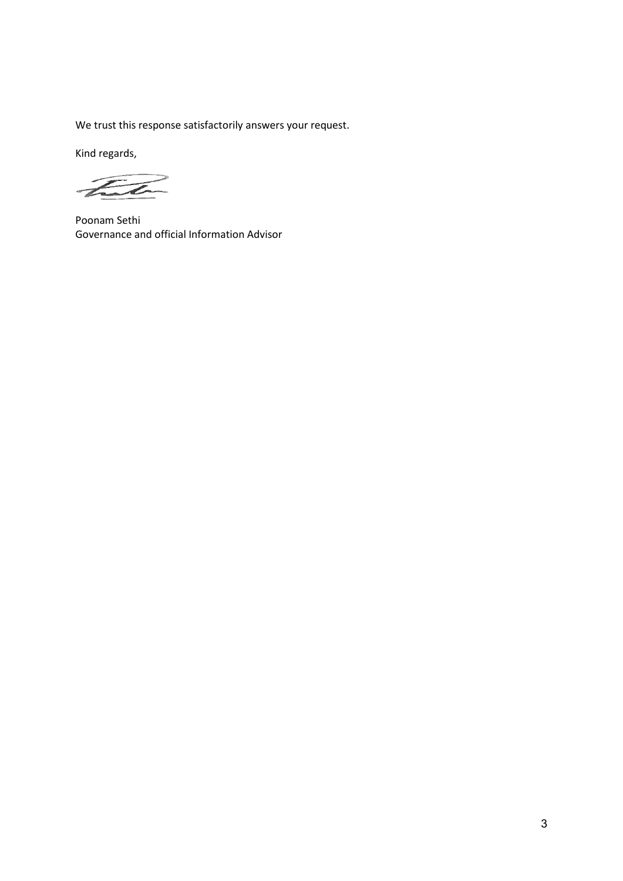We trust this response satisfactorily answers your request.

Kind regards,

Poonam Sethi
Governance and official Information Advisor